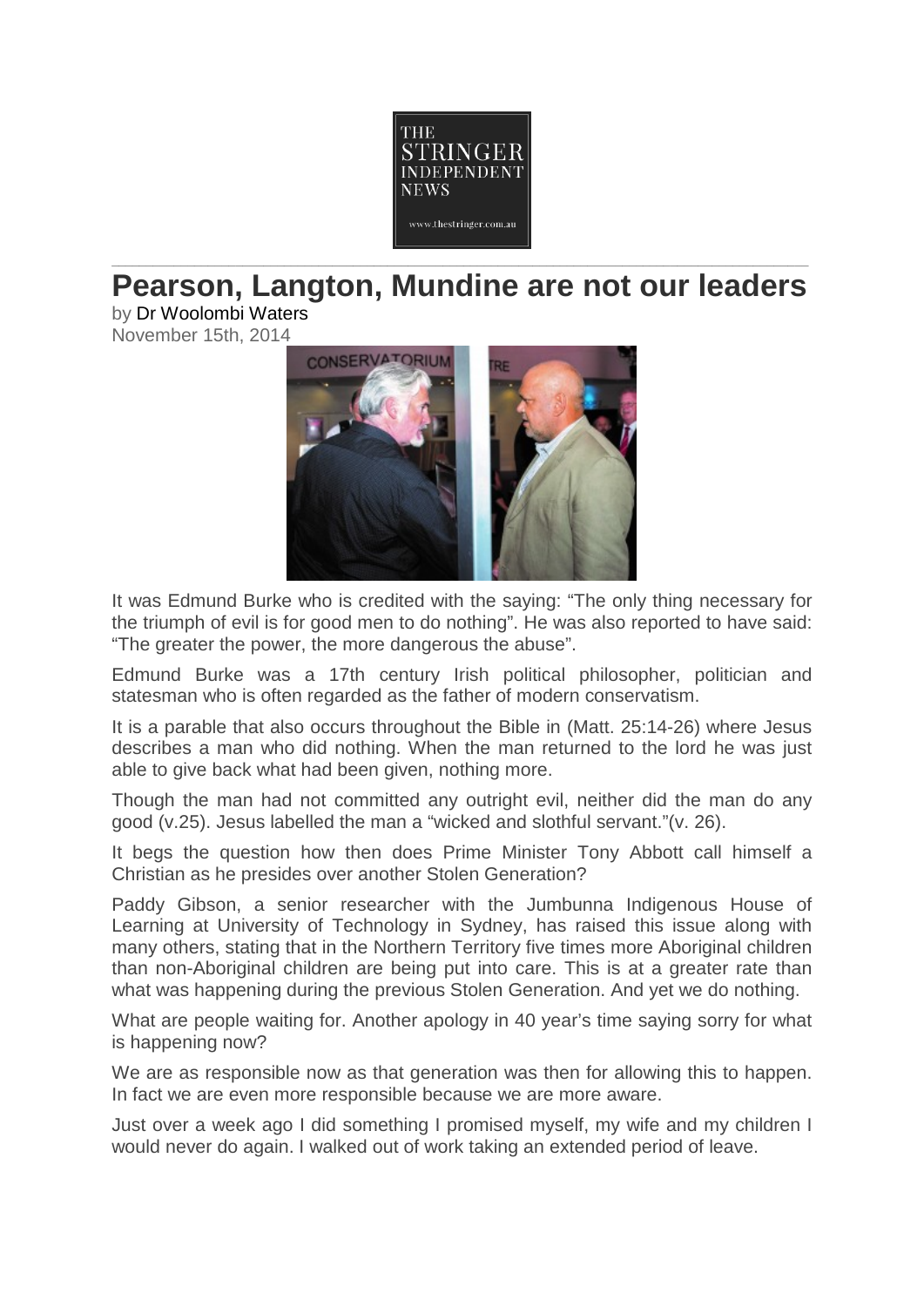# Pearson, Langton, Mundine are not our leaders

by Dr Woolombi Waters

November 15th, 2014

It was Edmund Burke who is credited with the saying: "The only thing necessary for the triumph of evil is for good men to do nothing". He was also reported to have said: "The greater the power, the more dangerous the abuse".

Edmund Burke was a 17th century Irish political philosopher, politician and statesman who is often regarded as the father of modern conservatism.

It is a parable that also occurs throughout the Bible in (Matt. 25:14-26) where Jesus describes a man who did nothing. When the man returned to the lord he was just able to give back what had been given, nothing more.

Though the man had not committed any outright evil, neither did the man do any good (v.25). Jesus labelled the man a "wicked and slothful servant."(v. 26).

It begs the question how then does Prime Minister Tony Abbott call himself a Christian as he presides over another Stolen Generation?

Paddy Gibson, a senior researcher with the Jumbunna Indigenous House of Learning at University of Technology in Sydney, has raised this issue along with many others, stating that in the Northern Territory five times more Aboriginal children than non-Aboriginal children are being put into care. This is at a greater rate than what was happening during the previous Stolen Generation. And yet we do nothing.

What are people waiting for. Another apology in 40 year's time saying sorry for what is happening now?

We are as responsible now as that generation was then for allowing this to happen. In fact we are even more responsible because we are more aware.

Just over a week ago I did something I promised myself, my wife and my children I would never do again. I walked out of work taking an extended period of leave.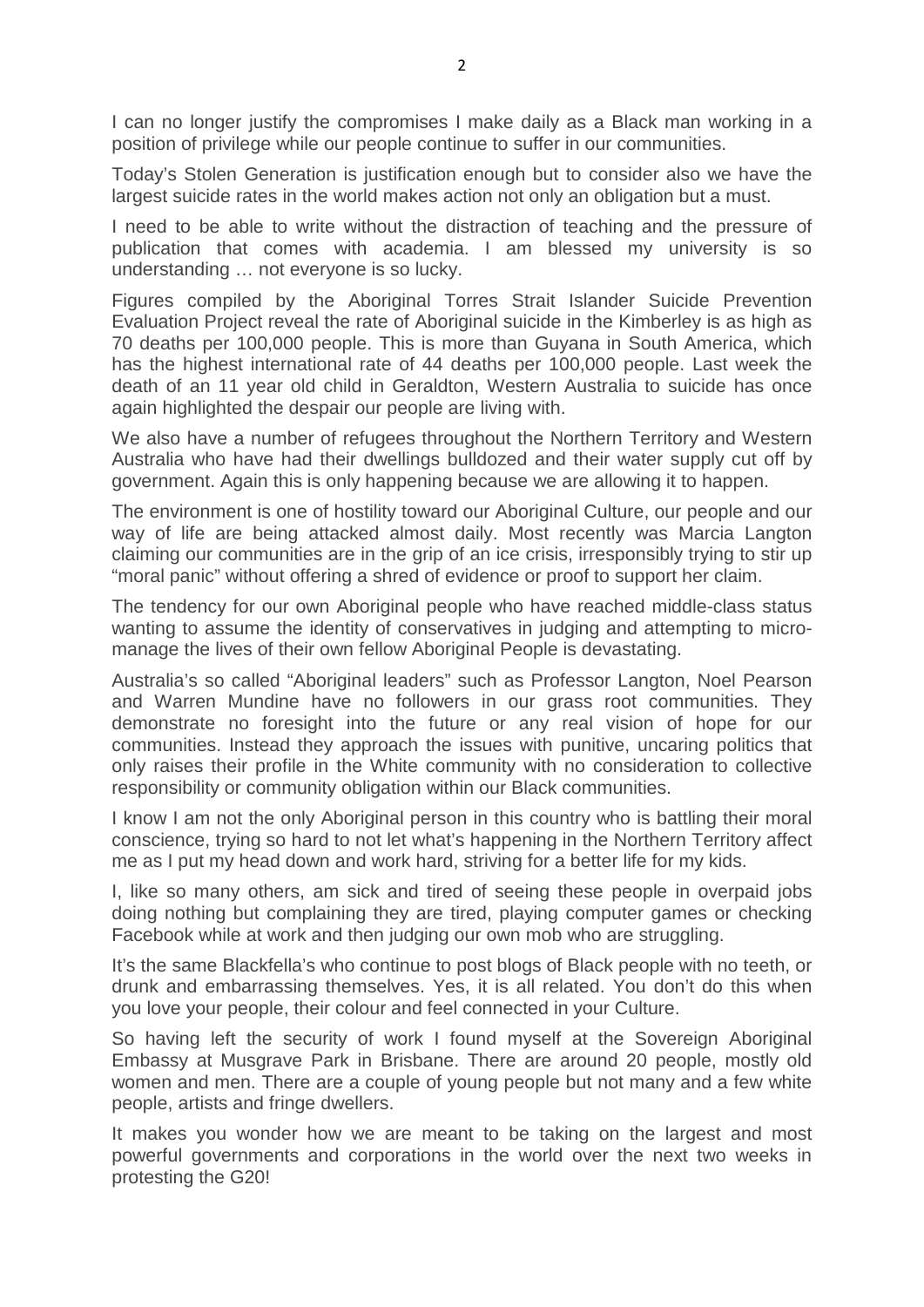I can no longer justify the compromises I make daily as a Black man working in a position of privilege while our people continue to suffer in our communities.

Today's Stolen Generation is justification enough but to consider also we have the largest suicide rates in the world makes action not only an obligation but a must.

I need to be able to write without the distraction of teaching and the pressure of publication that comes with academia. I am blessed my university is so understanding … not everyone is so lucky.

Figures compiled by the Aboriginal Torres Strait Islander Suicide Prevention Evaluation Project reveal the rate of Aboriginal suicide in the Kimberley is as high as 70 deaths per 100,000 people. This is more than Guyana in South America, which has the highest international rate of 44 deaths per 100,000 people. Last week the death of an 11 year old child in Geraldton, Western Australia to suicide has once again highlighted the despair our people are living with.

We also have a number of refugees throughout the Northern Territory and Western Australia who have had their dwellings bulldozed and their water supply cut off by government. Again this is only happening because we are allowing it to happen.

The environment is one of hostility toward our Aboriginal Culture, our people and our way of life are being attacked almost daily. Most recently was Marcia Langton claiming our communities are in the grip of an ice crisis, irresponsibly trying to stir up "moral panic" without offering a shred of evidence or proof to support her claim.

The tendency for our own Aboriginal people who have reached middle-class status wanting to assume the identity of conservatives in judging and attempting to micro-manage the lives of their own fellow Aboriginal People is devastating.

Australia's so called "Aboriginal leaders" such as Professor Langton, Noel Pearson and Warren Mundine have no followers in our grass root communities. They demonstrate no foresight into the future or any real vision of hope for our communities. Instead they approach the issues with punitive, uncaring politics that only raises their profile in the White community with no consideration to collective responsibility or community obligation within our Black communities.

I know I am not the only Aboriginal person in this country who is battling their moral conscience, trying so hard to not let what's happening in the Northern Territory affect me as I put my head down and work hard, striving for a better life for my kids.

I, like so many others, am sick and tired of seeing these people in overpaid jobs doing nothing but complaining they are tired, playing computer games or checking Facebook while at work and then judging our own mob who are struggling.

It's the same Blackfella's who continue to post blogs of Black people with no teeth, or drunk and embarrassing themselves. Yes, it is all related. You don't do this when you love your people, their colour and feel connected in your Culture.

So having left the security of work I found myself at the Sovereign Aboriginal Embassy at Musgrave Park in Brisbane. There are around 20 people, mostly old women and men. There are a couple of young people but not many and a few white people, artists and fringe dwellers.

It makes you wonder how we are meant to be taking on the largest and most powerful governments and corporations in the world over the next two weeks in protesting the G20!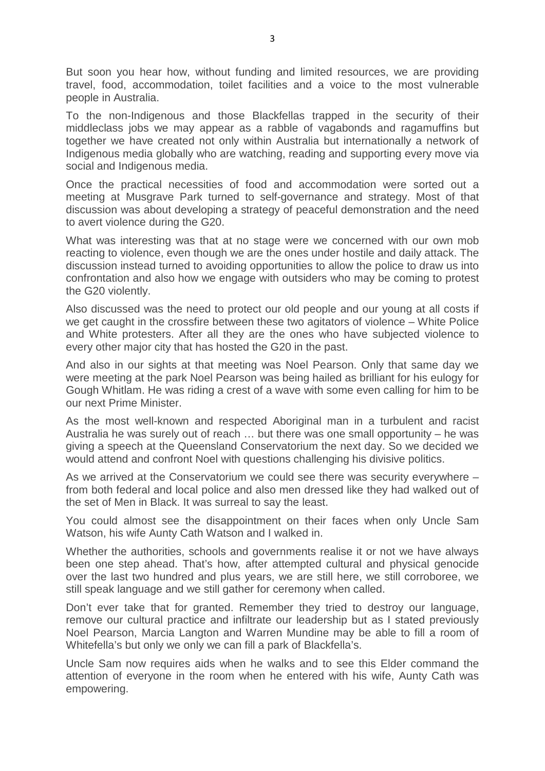But soon you hear how, without funding and limited resources, we are providing travel, food, accommodation, toilet facilities and a voice to the most vulnerable people in Australia.

To the non-Indigenous and those Blackfellas trapped in the security of their middleclass jobs we may appear as a rabble of vagabonds and ragamuffins but together we have created not only within Australia but internationally a network of Indigenous media globally who are watching, reading and supporting every move via social and Indigenous media.

Once the practical necessities of food and accommodation were sorted out a meeting at Musgrave Park turned to self-governance and strategy. Most of that discussion was about developing a strategy of peaceful demonstration and the need to avert violence during the G20.

What was interesting was that at no stage were we concerned with our own mob reacting to violence, even though we are the ones under hostile and daily attack. The discussion instead turned to avoiding opportunities to allow the police to draw us into confrontation and also how we engage with outsiders who may be coming to protest the G20 violently.

Also discussed was the need to protect our old people and our young at all costs if we get caught in the crossfire between these two agitators of violence – White Police and White protesters. After all they are the ones who have subjected violence to every other major city that has hosted the G20 in the past.

And also in our sights at that meeting was Noel Pearson. Only that same day we were meeting at the park Noel Pearson was being hailed as brilliant for his eulogy for Gough Whitlam. He was riding a crest of a wave with some even calling for him to be our next Prime Minister.

As the most well-known and respected Aboriginal man in a turbulent and racist Australia he was surely out of reach … but there was one small opportunity – he was giving a speech at the Queensland Conservatorium the next day. So we decided we would attend and confront Noel with questions challenging his divisive politics.

As we arrived at the Conservatorium we could see there was security everywhere – from both federal and local police and also men dressed like they had walked out of the set of Men in Black. It was surreal to say the least.

You could almost see the disappointment on their faces when only Uncle Sam Watson, his wife Aunty Cath Watson and I walked in.

Whether the authorities, schools and governments realise it or not we have always been one step ahead. That's how, after attempted cultural and physical genocide over the last two hundred and plus years, we are still here, we still corroboree, we still speak language and we still gather for ceremony when called.

Don't ever take that for granted. Remember they tried to destroy our language, remove our cultural practice and infiltrate our leadership but as I stated previously Noel Pearson, Marcia Langton and Warren Mundine may be able to fill a room of Whitefella's but only we only we can fill a park of Blackfella's.

Uncle Sam now requires aids when he walks and to see this Elder command the attention of everyone in the room when he entered with his wife, Aunty Cath was empowering.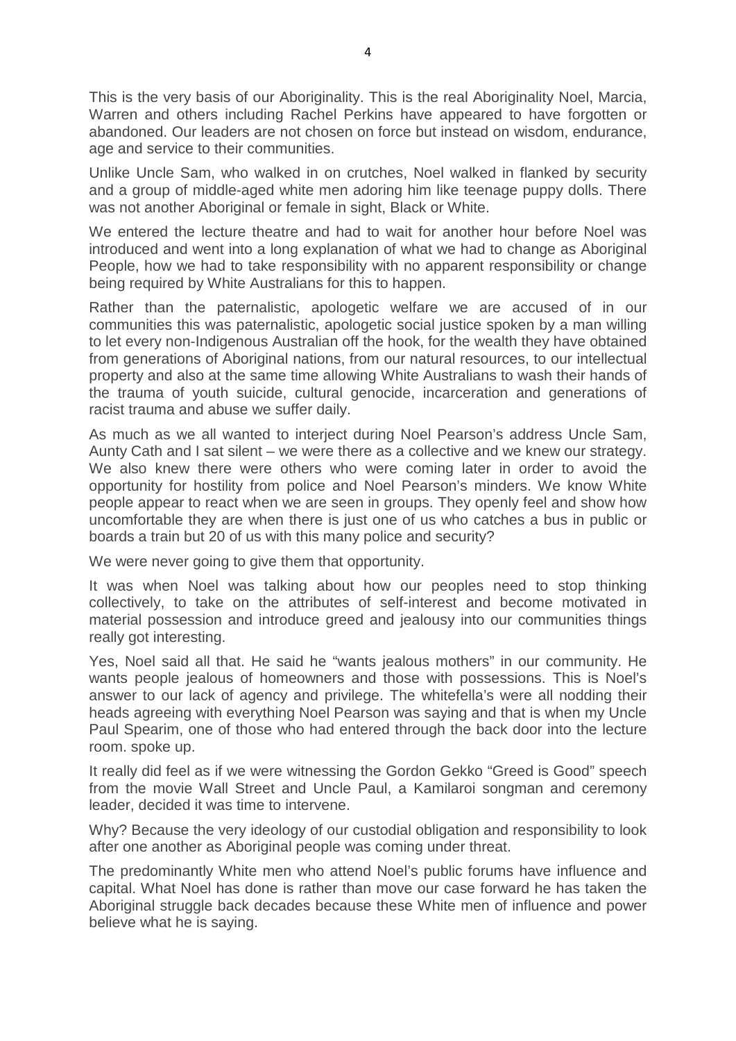This is the very basis of our Aboriginality. This is the real Aboriginality Noel, Marcia, Warren and others including Rachel Perkins have appeared to have forgotten or abandoned. Our leaders are not chosen on force but instead on wisdom, endurance, age and service to their communities.

Unlike Uncle Sam, who walked in on crutches, Noel walked in flanked by security and a group of middle-aged white men adoring him like teenage puppy dolls. There was not another Aboriginal or female in sight, Black or White.

We entered the lecture theatre and had to wait for another hour before Noel was introduced and went into a long explanation of what we had to change as Aboriginal People, how we had to take responsibility with no apparent responsibility or change being required by White Australians for this to happen.

Rather than the paternalistic, apologetic welfare we are accused of in our communities this was paternalistic, apologetic social justice spoken by a man willing to let every non-Indigenous Australian off the hook, for the wealth they have obtained from generations of Aboriginal nations, from our natural resources, to our intellectual property and also at the same time allowing White Australians to wash their hands of the trauma of youth suicide, cultural genocide, incarceration and generations of racist trauma and abuse we suffer daily.

As much as we all wanted to interject during Noel Pearson's address Uncle Sam, Aunty Cath and I sat silent – we were there as a collective and we knew our strategy. We also knew there were others who were coming later in order to avoid the opportunity for hostility from police and Noel Pearson's minders. We know White people appear to react when we are seen in groups. They openly feel and show how uncomfortable they are when there is just one of us who catches a bus in public or boards a train but 20 of us with this many police and security?

We were never going to give them that opportunity.

It was when Noel was talking about how our peoples need to stop thinking collectively, to take on the attributes of self-interest and become motivated in material possession and introduce greed and jealousy into our communities things really got interesting.

Yes, Noel said all that. He said he "wants jealous mothers" in our community. He wants people jealous of homeowners and those with possessions. This is Noel's answer to our lack of agency and privilege. The whitefella's were all nodding their heads agreeing with everything Noel Pearson was saying and that is when my Uncle Paul Spearim, one of those who had entered through the back door into the lecture room. spoke up.

It really did feel as if we were witnessing the Gordon Gekko "Greed is Good" speech from the movie Wall Street and Uncle Paul, a Kamilaroi songman and ceremony leader, decided it was time to intervene.

Why? Because the very ideology of our custodial obligation and responsibility to look after one another as Aboriginal people was coming under threat.

The predominantly White men who attend Noel's public forums have influence and capital. What Noel has done is rather than move our case forward he has taken the Aboriginal struggle back decades because these White men of influence and power believe what he is saying.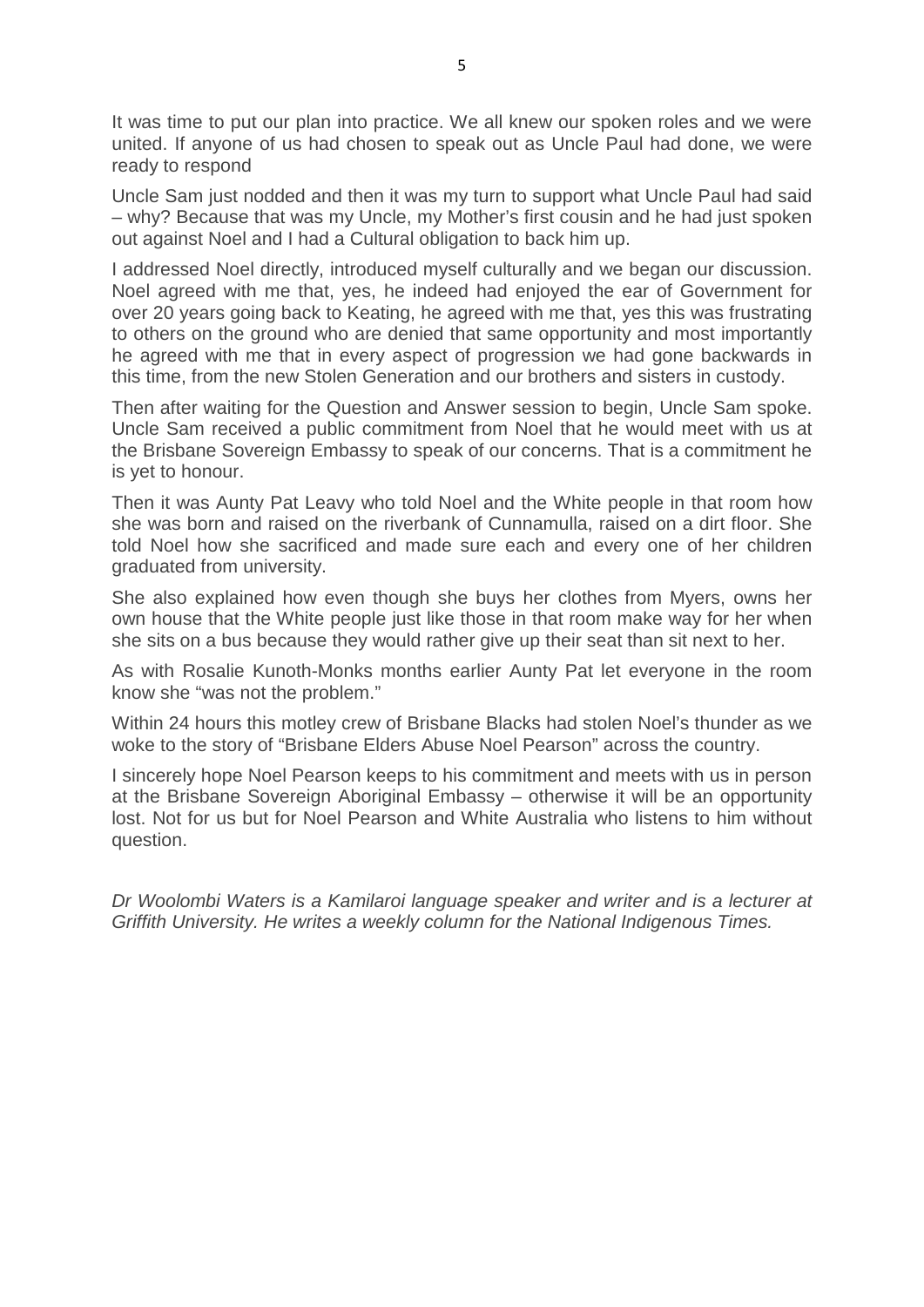It was time to put our plan into practice. We all knew our spoken roles and we were united. If anyone of us had chosen to speak out as Uncle Paul had done, we were ready to respond

Uncle Sam just nodded and then it was my turn to support what Uncle Paul had said – why? Because that was my Uncle, my Mother's first cousin and he had just spoken out against Noel and I had a Cultural obligation to back him up.

I addressed Noel directly, introduced myself culturally and we began our discussion. Noel agreed with me that, yes, he indeed had enjoyed the ear of Government for over 20 years going back to Keating, he agreed with me that, yes this was frustrating to others on the ground who are denied that same opportunity and most importantly he agreed with me that in every aspect of progression we had gone backwards in this time, from the new Stolen Generation and our brothers and sisters in custody.

Then after waiting for the Question and Answer session to begin, Uncle Sam spoke. Uncle Sam received a public commitment from Noel that he would meet with us at the Brisbane Sovereign Embassy to speak of our concerns. That is a commitment he is yet to honour.

Then it was Aunty Pat Leavy who told Noel and the White people in that room how she was born and raised on the riverbank of Cunnamulla, raised on a dirt floor. She told Noel how she sacrificed and made sure each and every one of her children graduated from university.

She also explained how even though she buys her clothes from Myers, owns her own house that the White people just like those in that room make way for her when she sits on a bus because they would rather give up their seat than sit next to her.

As with Rosalie Kunoth-Monks months earlier Aunty Pat let everyone in the room know she "was not the problem."

Within 24 hours this motley crew of Brisbane Blacks had stolen Noel's thunder as we woke to the story of "Brisbane Elders Abuse Noel Pearson" across the country.

I sincerely hope Noel Pearson keeps to his commitment and meets with us in person at the Brisbane Sovereign Aboriginal Embassy – otherwise it will be an opportunity lost. Not for us but for Noel Pearson and White Australia who listens to him without question.

*Dr Woolombi Waters is a Kamilaroi language speaker and writer and is a lecturer at Griffith University. He writes a weekly column for the National Indigenous Times.*